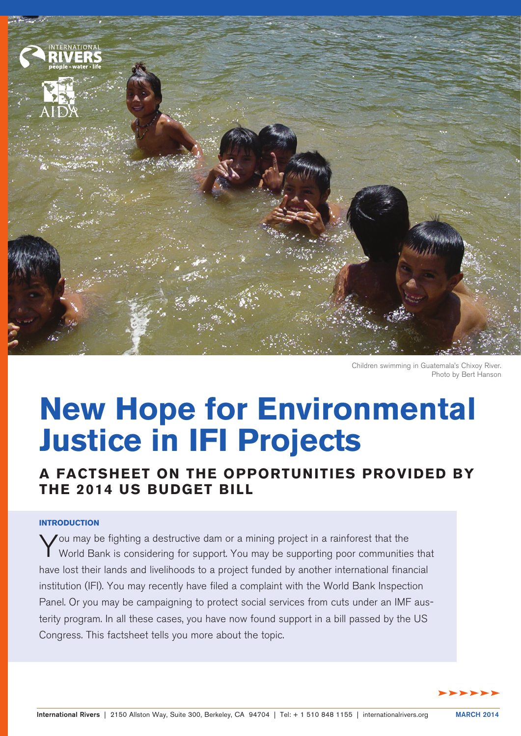Children swimming in Guatemala's Chixoy River. Photo by Bert Hanson

# New Hope for Environmental Justice in IFI Projects

## A FACTSHEET ON THE OPPORTUNITIES PROVIDED BY THE 2014 US BUDGET BILL

### INTRODUCTION

You may be fighting a destructive dam or a mining project in a rainforest that the World Bank is considering for support. You may be supporting poor communities that have lost their lands and livelihoods to a project funded by another international financial institution (IFI). You may recently have filed a complaint with the World Bank Inspection Panel. Or you may be campaigning to protect social services from cuts under an IMF austerity program. In all these cases, you have now found support in a bill passed by the US Congress. This factsheet tells you more about the topic.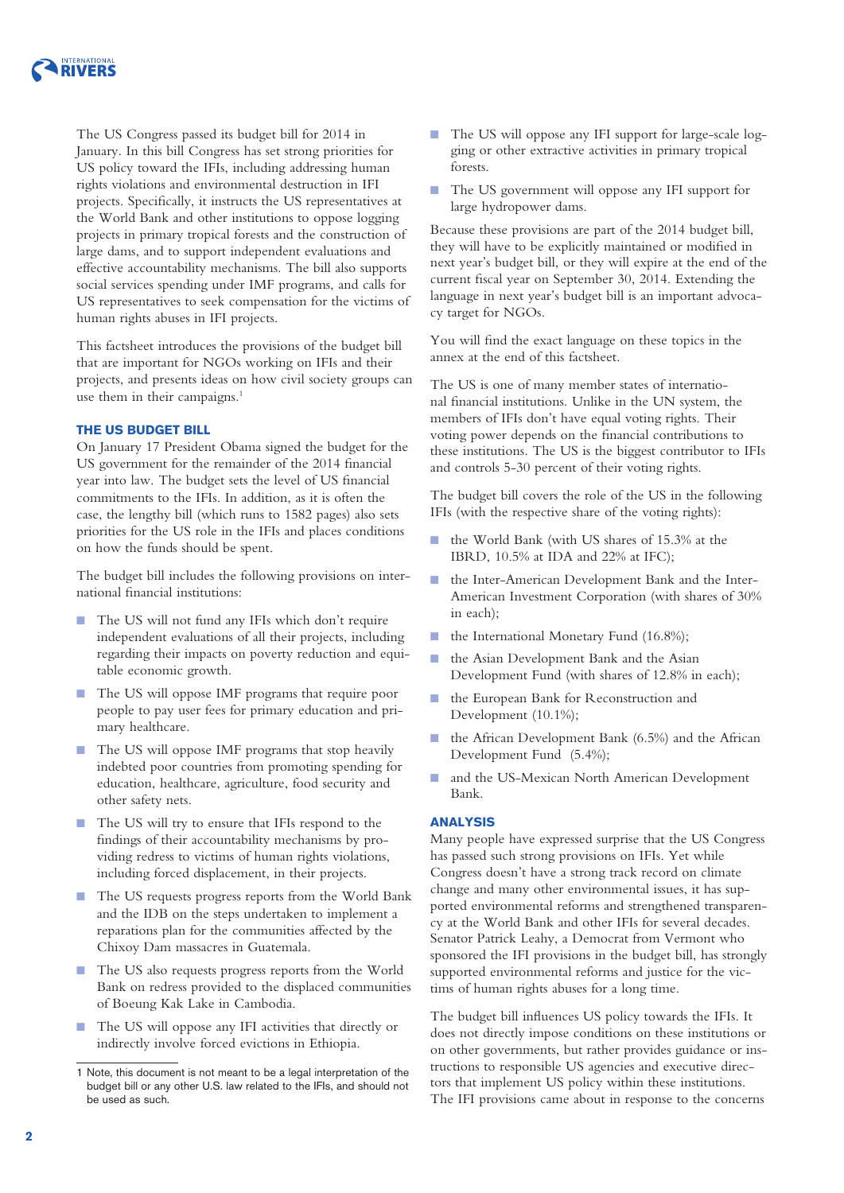The US Congress passed its budget bill for 2014 in January. In this bill Congress has set strong priorities for US policy toward the IFIs, including addressing human rights violations and environmental destruction in IFI projects. Specifically, it instructs the US representatives at the World Bank and other institutions to oppose logging projects in primary tropical forests and the construction of large dams, and to support independent evaluations and effective accountability mechanisms. The bill also supports social services spending under IMF programs, and calls for US representatives to seek compensation for the victims of human rights abuses in IFI projects.

This factsheet introduces the provisions of the budget bill that are important for NGOs working on IFIs and their projects, and presents ideas on how civil society groups can use them in their campaigns.[1]

## THE US BUDGET BILL

On January 17 President Obama signed the budget for the US government for the remainder of the 2014 financial year into law. The budget sets the level of US financial commitments to the IFIs. In addition, as it is often the case, the lengthy bill (which runs to 1582 pages) also sets priorities for the US role in the IFIs and places conditions on how the funds should be spent.

The budget bill includes the following provisions on international financial institutions:

- The US will not fund any IFIs which don't require independent evaluations of all their projects, including regarding their impacts on poverty reduction and equitable economic growth.
- The US will oppose IMF programs that require poor people to pay user fees for primary education and primary healthcare.
- The US will oppose IMF programs that stop heavily indebted poor countries from promoting spending for education, healthcare, agriculture, food security and other safety nets.
- The US will try to ensure that IFIs respond to the findings of their accountability mechanisms by providing redress to victims of human rights violations, including forced displacement, in their projects.
- The US requests progress reports from the World Bank and the IDB on the steps undertaken to implement a reparations plan for the communities affected by the Chixoy Dam massacres in Guatemala.
- The US also requests progress reports from the World Bank on redress provided to the displaced communities of Boeung Kak Lake in Cambodia.
- The US will oppose any IFI activities that directly or indirectly involve forced evictions in Ethiopia.
- The US will oppose any IFI support for large-scale logging or other extractive activities in primary tropical forests.
- The US government will oppose any IFI support for large hydropower dams.

Because these provisions are part of the 2014 budget bill, they will have to be explicitly maintained or modified in next year's budget bill, or they will expire at the end of the current fiscal year on September 30, 2014. Extending the language in next year's budget bill is an important advocacy target for NGOs.

You will find the exact language on these topics in the annex at the end of this factsheet.

The US is one of many member states of international financial institutions. Unlike in the UN system, the members of IFIs don't have equal voting rights. Their voting power depends on the financial contributions to these institutions. The US is the biggest contributor to IFIs and controls 5-30 percent of their voting rights.

The budget bill covers the role of the US in the following IFIs (with the respective share of the voting rights):

- the World Bank (with US shares of 15.3% at the IBRD, 10.5% at IDA and 22% at IFC);
- the Inter-American Development Bank and the Inter-American Investment Corporation (with shares of 30% in each);
- the International Monetary Fund (16.8%);
- the Asian Development Bank and the Asian Development Fund (with shares of 12.8% in each);
- the European Bank for Reconstruction and Development (10.1%);
- the African Development Bank (6.5%) and the African Development Fund (5.4%);
- and the US-Mexican North American Development Bank.

## ANALYSIS

Many people have expressed surprise that the US Congress has passed such strong provisions on IFIs. Yet while Congress doesn't have a strong track record on climate change and many other environmental issues, it has supported environmental reforms and strengthened transparency at the World Bank and other IFIs for several decades. Senator Patrick Leahy, a Democrat from Vermont who sponsored the IFI provisions in the budget bill, has strongly supported environmental reforms and justice for the victims of human rights abuses for a long time.

The budget bill influences US policy towards the IFIs. It does not directly impose conditions on these institutions or on other governments, but rather provides guidance or instructions to responsible US agencies and executive directors that implement US policy within these institutions. The IFI provisions came about in response to the concerns

---

[1] Note, this document is not meant to be a legal interpretation of the budget bill or any other U.S. law related to the IFIs, and should not be used as such.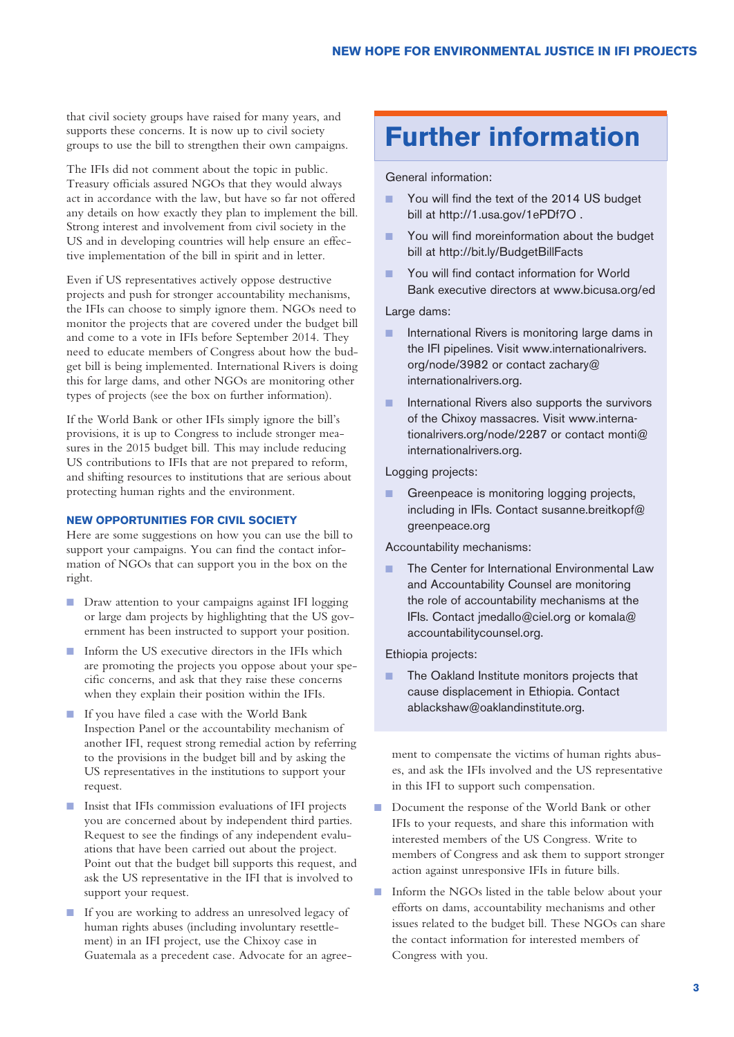that civil society groups have raised for many years, and supports these concerns. It is now up to civil society groups to use the bill to strengthen their own campaigns.

The IFIs did not comment about the topic in public. Treasury officials assured NGOs that they would always act in accordance with the law, but have so far not offered any details on how exactly they plan to implement the bill. Strong interest and involvement from civil society in the US and in developing countries will help ensure an effective implementation of the bill in spirit and in letter.

Even if US representatives actively oppose destructive projects and push for stronger accountability mechanisms, the IFIs can choose to simply ignore them. NGOs need to monitor the projects that are covered under the budget bill and come to a vote in IFIs before September 2014. They need to educate members of Congress about how the budget bill is being implemented. International Rivers is doing this for large dams, and other NGOs are monitoring other types of projects (see the box on further information).

If the World Bank or other IFIs simply ignore the bill's provisions, it is up to Congress to include stronger measures in the 2015 budget bill. This may include reducing US contributions to IFIs that are not prepared to reform, and shifting resources to institutions that are serious about protecting human rights and the environment.

### NEW OPPORTUNITIES FOR CIVIL SOCIETY

Here are some suggestions on how you can use the bill to support your campaigns. You can find the contact information of NGOs that can support you in the box on the right.

- Draw attention to your campaigns against IFI logging or large dam projects by highlighting that the US government has been instructed to support your position.
- Inform the US executive directors in the IFIs which are promoting the projects you oppose about your specific concerns, and ask that they raise these concerns when they explain their position within the IFIs.
- If you have filed a case with the World Bank Inspection Panel or the accountability mechanism of another IFI, request strong remedial action by referring to the provisions in the budget bill and by asking the US representatives in the institutions to support your request.
- Insist that IFIs commission evaluations of IFI projects you are concerned about by independent third parties. Request to see the findings of any independent evaluations that have been carried out about the project. Point out that the budget bill supports this request, and ask the US representative in the IFI that is involved to support your request.
- If you are working to address an unresolved legacy of human rights abuses (including involuntary resettlement) in an IFI project, use the Chixoy case in Guatemala as a precedent case. Advocate for an agreement to compensate the victims of human rights abuses, and ask the IFIs involved and the US representative in this IFI to support such compensation.
- Document the response of the World Bank or other IFIs to your requests, and share this information with interested members of the US Congress. Write to members of Congress and ask them to support stronger action against unresponsive IFIs in future bills.
- Inform the NGOs listed in the table below about your efforts on dams, accountability mechanisms and other issues related to the budget bill. These NGOs can share the contact information for interested members of Congress with you.

## Further information

General information:

- You will find the text of the 2014 US budget bill at http://1.usa.gov/1ePDf7O .
- You will find moreinformation about the budget bill at http://bit.ly/BudgetBillFacts
- You will find contact information for World Bank executive directors at www.bicusa.org/ed

Large dams:

- International Rivers is monitoring large dams in the IFI pipelines. Visit www.internationalrivers.org/node/3982 or contact zachary@internationalrivers.org.
- International Rivers also supports the survivors of the Chixoy massacres. Visit www.internationalrivers.org/node/2287 or contact monti@internationalrivers.org.

Logging projects:

- Greenpeace is monitoring logging projects, including in IFIs. Contact susanne.breitkopf@greenpeace.org

Accountability mechanisms:

- The Center for International Environmental Law and Accountability Counsel are monitoring the role of accountability mechanisms at the IFIs. Contact jmedallo@ciel.org or komala@accountabilitycounsel.org.

Ethiopia projects:

- The Oakland Institute monitors projects that cause displacement in Ethiopia. Contact ablackshaw@oaklandinstitute.org.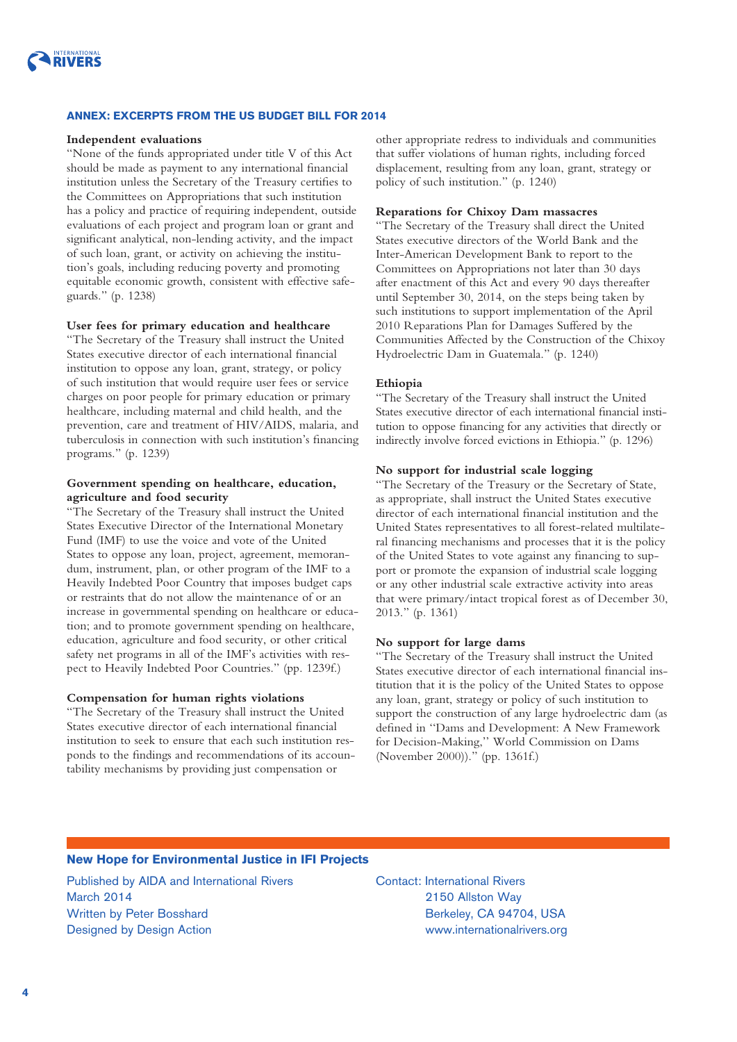## ANNEX: EXCERPTS FROM THE US BUDGET BILL FOR 2014

**Independent evaluations**

"None of the funds appropriated under title V of this Act should be made as payment to any international financial institution unless the Secretary of the Treasury certifies to the Committees on Appropriations that such institution has a policy and practice of requiring independent, outside evaluations of each project and program loan or grant and significant analytical, non-lending activity, and the impact of such loan, grant, or activity on achieving the institution's goals, including reducing poverty and promoting equitable economic growth, consistent with effective safeguards." (p. 1238)

**User fees for primary education and healthcare**

"The Secretary of the Treasury shall instruct the United States executive director of each international financial institution to oppose any loan, grant, strategy, or policy of such institution that would require user fees or service charges on poor people for primary education or primary healthcare, including maternal and child health, and the prevention, care and treatment of HIV/AIDS, malaria, and tuberculosis in connection with such institution's financing programs." (p. 1239)

**Government spending on healthcare, education, agriculture and food security**

"The Secretary of the Treasury shall instruct the United States Executive Director of the International Monetary Fund (IMF) to use the voice and vote of the United States to oppose any loan, project, agreement, memorandum, instrument, plan, or other program of the IMF to a Heavily Indebted Poor Country that imposes budget caps or restraints that do not allow the maintenance of or an increase in governmental spending on healthcare or education; and to promote government spending on healthcare, education, agriculture and food security, or other critical safety net programs in all of the IMF's activities with respect to Heavily Indebted Poor Countries." (pp. 1239f.)

**Compensation for human rights violations**

"The Secretary of the Treasury shall instruct the United States executive director of each international financial institution to seek to ensure that each such institution responds to the findings and recommendations of its accountability mechanisms by providing just compensation or other appropriate redress to individuals and communities that suffer violations of human rights, including forced displacement, resulting from any loan, grant, strategy or policy of such institution." (p. 1240)

**Reparations for Chixoy Dam massacres**

"The Secretary of the Treasury shall direct the United States executive directors of the World Bank and the Inter-American Development Bank to report to the Committees on Appropriations not later than 30 days after enactment of this Act and every 90 days thereafter until September 30, 2014, on the steps being taken by such institutions to support implementation of the April 2010 Reparations Plan for Damages Suffered by the Communities Affected by the Construction of the Chixoy Hydroelectric Dam in Guatemala." (p. 1240)

**Ethiopia**

"The Secretary of the Treasury shall instruct the United States executive director of each international financial institution to oppose financing for any activities that directly or indirectly involve forced evictions in Ethiopia." (p. 1296)

**No support for industrial scale logging**

"The Secretary of the Treasury or the Secretary of State, as appropriate, shall instruct the United States executive director of each international financial institution and the United States representatives to all forest-related multilateral financing mechanisms and processes that it is the policy of the United States to vote against any financing to support or promote the expansion of industrial scale logging or any other industrial scale extractive activity into areas that were primary/intact tropical forest as of December 30, 2013." (p. 1361)

**No support for large dams**

"The Secretary of the Treasury shall instruct the United States executive director of each international financial institution that it is the policy of the United States to oppose any loan, grant, strategy or policy of such institution to support the construction of any large hydroelectric dam (as defined in "Dams and Development: A New Framework for Decision-Making," World Commission on Dams (November 2000))." (pp. 1361f.)

---

**New Hope for Environmental Justice in IFI Projects**

Published by AIDA and International Rivers
March 2014
Written by Peter Bosshard
Designed by Design Action

Contact: International Rivers
2150 Allston Way
Berkeley, CA 94704, USA
www.internationalrivers.org